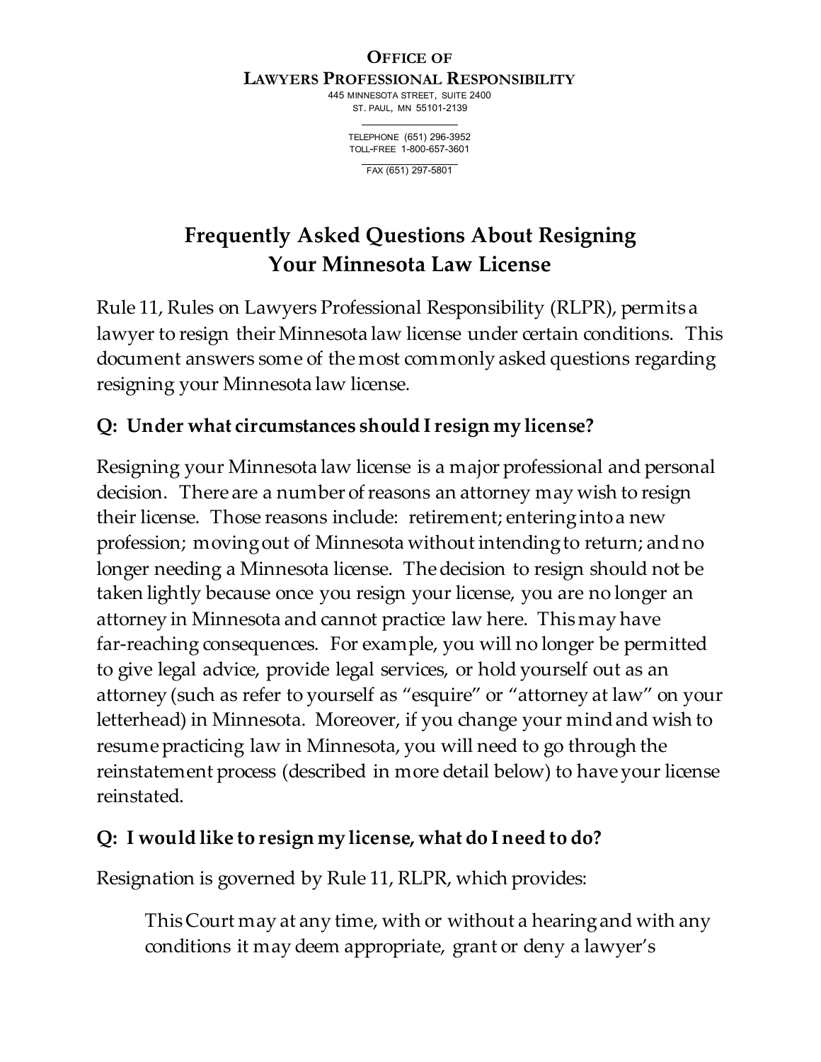**OFFICE OF**
**LAWYERS PROFESSIONAL RESPONSIBILITY**
445 MINNESOTA STREET, SUITE 2400
ST. PAUL, MN 55101-2139

TELEPHONE (651) 296-3952
TOLL-FREE 1-800-657-3601

FAX (651) 297-5801

# Frequently Asked Questions About Resigning Your Minnesota Law License

Rule 11, Rules on Lawyers Professional Responsibility (RLPR), permits a lawyer to resign their Minnesota law license under certain conditions. This document answers some of the most commonly asked questions regarding resigning your Minnesota law license.

## Q: Under what circumstances should I resign my license?

Resigning your Minnesota law license is a major professional and personal decision. There are a number of reasons an attorney may wish to resign their license. Those reasons include: retirement; entering into a new profession; moving out of Minnesota without intending to return; and no longer needing a Minnesota license. The decision to resign should not be taken lightly because once you resign your license, you are no longer an attorney in Minnesota and cannot practice law here. This may have far-reaching consequences. For example, you will no longer be permitted to give legal advice, provide legal services, or hold yourself out as an attorney (such as refer to yourself as "esquire" or "attorney at law" on your letterhead) in Minnesota. Moreover, if you change your mind and wish to resume practicing law in Minnesota, you will need to go through the reinstatement process (described in more detail below) to have your license reinstated.

## Q: I would like to resign my license, what do I need to do?

Resignation is governed by Rule 11, RLPR, which provides:

> This Court may at any time, with or without a hearing and with any conditions it may deem appropriate, grant or deny a lawyer's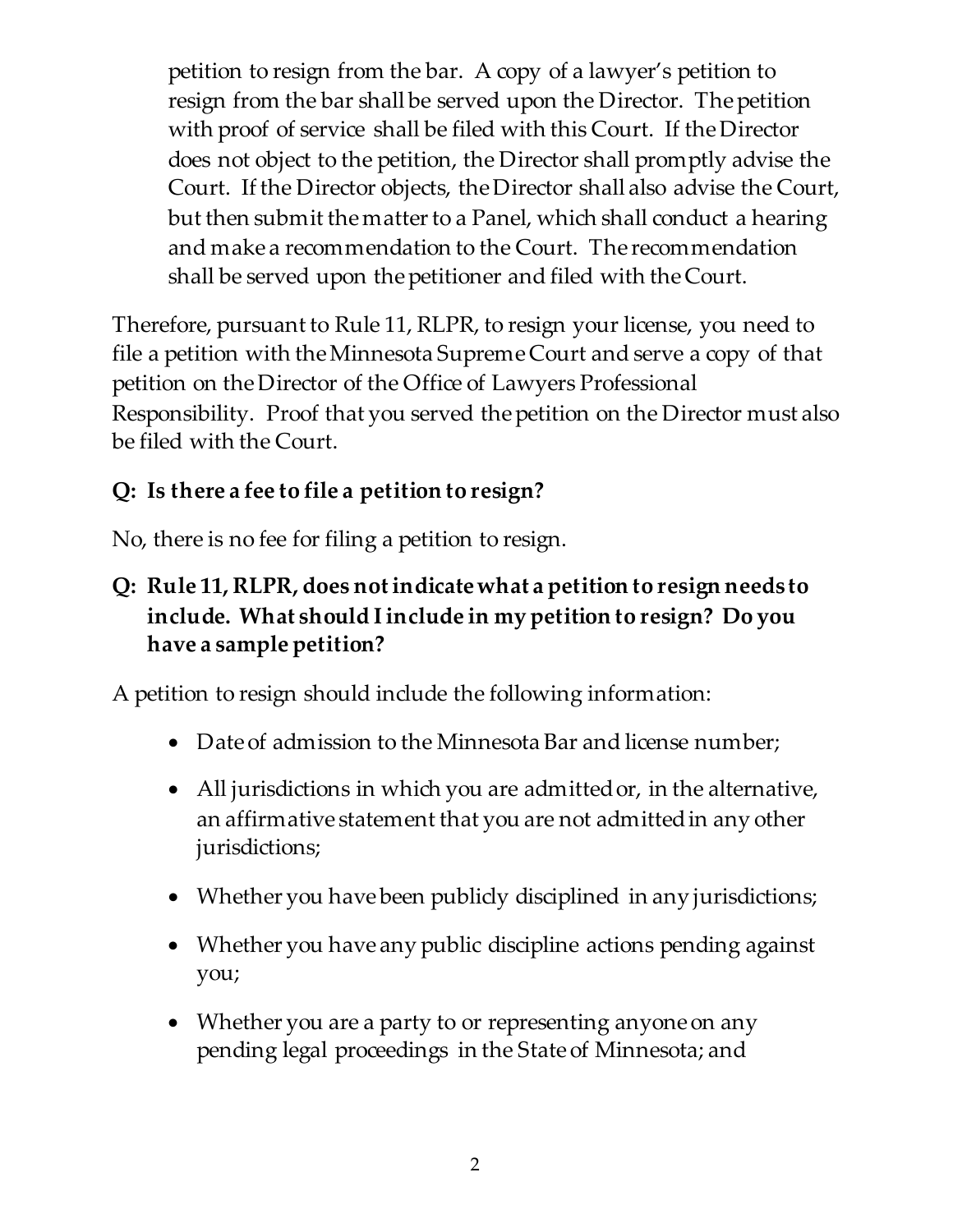> petition to resign from the bar. A copy of a lawyer's petition to resign from the bar shall be served upon the Director. The petition with proof of service shall be filed with this Court. If the Director does not object to the petition, the Director shall promptly advise the Court. If the Director objects, the Director shall also advise the Court, but then submit the matter to a Panel, which shall conduct a hearing and make a recommendation to the Court. The recommendation shall be served upon the petitioner and filed with the Court.

Therefore, pursuant to Rule 11, RLPR, to resign your license, you need to file a petition with the Minnesota Supreme Court and serve a copy of that petition on the Director of the Office of Lawyers Professional Responsibility. Proof that you served the petition on the Director must also be filed with the Court.

**Q: Is there a fee to file a petition to resign?**

No, there is no fee for filing a petition to resign.

**Q: Rule 11, RLPR, does not indicate what a petition to resign needs to include. What should I include in my petition to resign? Do you have a sample petition?**

A petition to resign should include the following information:

- Date of admission to the Minnesota Bar and license number;
- All jurisdictions in which you are admitted or, in the alternative, an affirmative statement that you are not admitted in any other jurisdictions;
- Whether you have been publicly disciplined in any jurisdictions;
- Whether you have any public discipline actions pending against you;
- Whether you are a party to or representing anyone on any pending legal proceedings in the State of Minnesota; and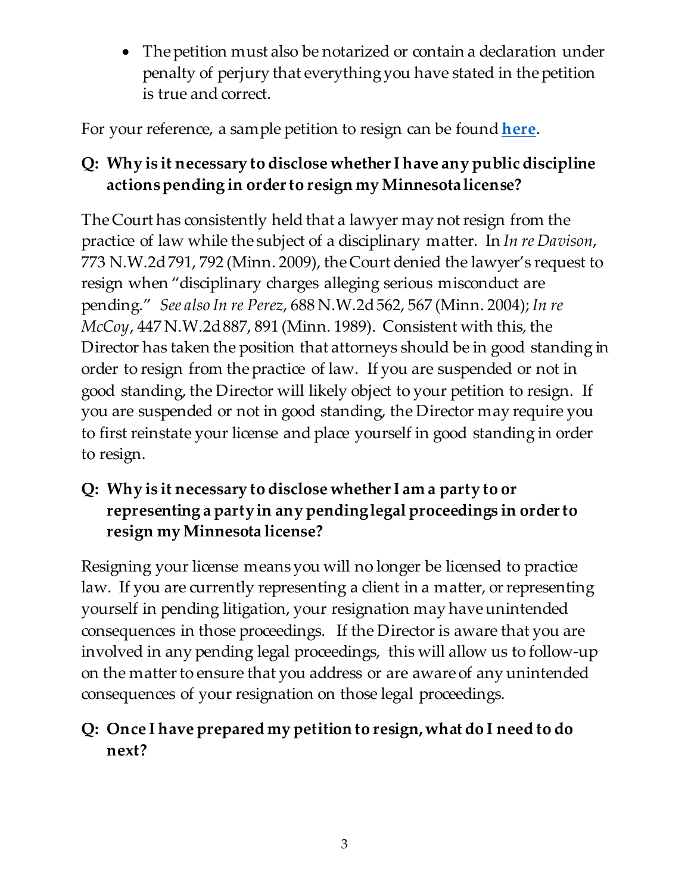- The petition must also be notarized or contain a declaration under penalty of perjury that everything you have stated in the petition is true and correct.

For your reference, a sample petition to resign can be found **here**.

### Q: Why is it necessary to disclose whether I have any public discipline actions pending in order to resign my Minnesota license?

The Court has consistently held that a lawyer may not resign from the practice of law while the subject of a disciplinary matter. In *In re Davison*, 773 N.W.2d 791, 792 (Minn. 2009), the Court denied the lawyer's request to resign when "disciplinary charges alleging serious misconduct are pending." *See also In re Perez*, 688 N.W.2d 562, 567 (Minn. 2004); *In re McCoy*, 447 N.W.2d 887, 891 (Minn. 1989). Consistent with this, the Director has taken the position that attorneys should be in good standing in order to resign from the practice of law. If you are suspended or not in good standing, the Director will likely object to your petition to resign. If you are suspended or not in good standing, the Director may require you to first reinstate your license and place yourself in good standing in order to resign.

### Q: Why is it necessary to disclose whether I am a party to or representing a party in any pending legal proceedings in order to resign my Minnesota license?

Resigning your license means you will no longer be licensed to practice law. If you are currently representing a client in a matter, or representing yourself in pending litigation, your resignation may have unintended consequences in those proceedings. If the Director is aware that you are involved in any pending legal proceedings, this will allow us to follow-up on the matter to ensure that you address or are aware of any unintended consequences of your resignation on those legal proceedings.

### Q: Once I have prepared my petition to resign, what do I need to do next?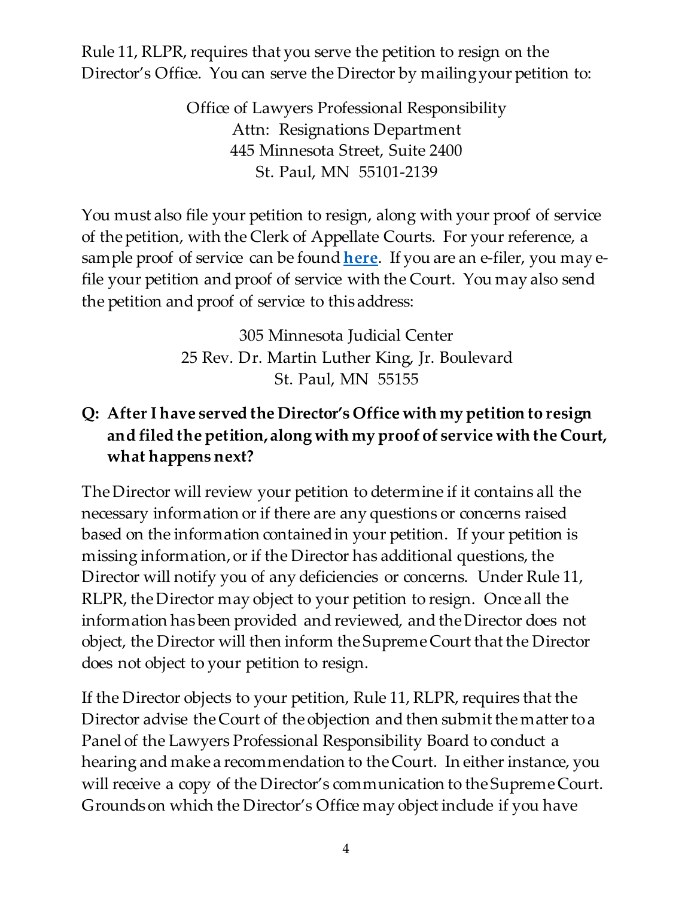Rule 11, RLPR, requires that you serve the petition to resign on the Director's Office. You can serve the Director by mailing your petition to:

Office of Lawyers Professional Responsibility
Attn: Resignations Department
445 Minnesota Street, Suite 2400
St. Paul, MN 55101-2139

You must also file your petition to resign, along with your proof of service of the petition, with the Clerk of Appellate Courts. For your reference, a sample proof of service can be found **here**. If you are an e-filer, you may e-file your petition and proof of service with the Court. You may also send the petition and proof of service to this address:

305 Minnesota Judicial Center
25 Rev. Dr. Martin Luther King, Jr. Boulevard
St. Paul, MN 55155

**Q: After I have served the Director's Office with my petition to resign and filed the petition, along with my proof of service with the Court, what happens next?**

The Director will review your petition to determine if it contains all the necessary information or if there are any questions or concerns raised based on the information contained in your petition. If your petition is missing information, or if the Director has additional questions, the Director will notify you of any deficiencies or concerns. Under Rule 11, RLPR, the Director may object to your petition to resign. Once all the information has been provided and reviewed, and the Director does not object, the Director will then inform the Supreme Court that the Director does not object to your petition to resign.

If the Director objects to your petition, Rule 11, RLPR, requires that the Director advise the Court of the objection and then submit the matter to a Panel of the Lawyers Professional Responsibility Board to conduct a hearing and make a recommendation to the Court. In either instance, you will receive a copy of the Director's communication to the Supreme Court. Grounds on which the Director's Office may object include if you have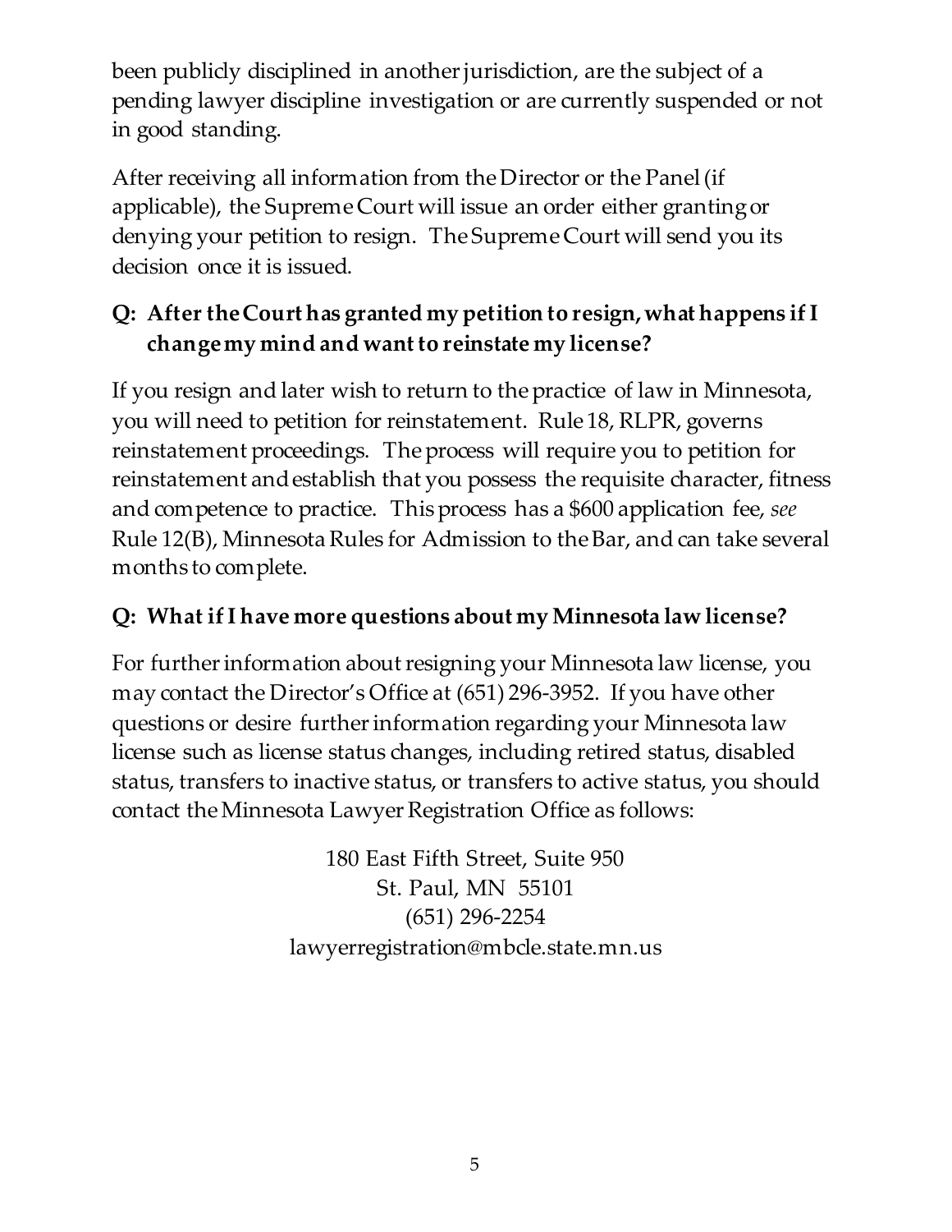been publicly disciplined in another jurisdiction, are the subject of a pending lawyer discipline investigation or are currently suspended or not in good standing.

After receiving all information from the Director or the Panel (if applicable), the Supreme Court will issue an order either granting or denying your petition to resign. The Supreme Court will send you its decision once it is issued.

**Q: After the Court has granted my petition to resign, what happens if I change my mind and want to reinstate my license?**

If you resign and later wish to return to the practice of law in Minnesota, you will need to petition for reinstatement. Rule 18, RLPR, governs reinstatement proceedings. The process will require you to petition for reinstatement and establish that you possess the requisite character, fitness and competence to practice. This process has a $600 application fee, *see* Rule 12(B), Minnesota Rules for Admission to the Bar, and can take several months to complete.

**Q: What if I have more questions about my Minnesota law license?**

For further information about resigning your Minnesota law license, you may contact the Director's Office at (651) 296-3952. If you have other questions or desire further information regarding your Minnesota law license such as license status changes, including retired status, disabled status, transfers to inactive status, or transfers to active status, you should contact the Minnesota Lawyer Registration Office as follows:

180 East Fifth Street, Suite 950
St. Paul, MN 55101
(651) 296-2254
lawyerregistration@mbcle.state.mn.us